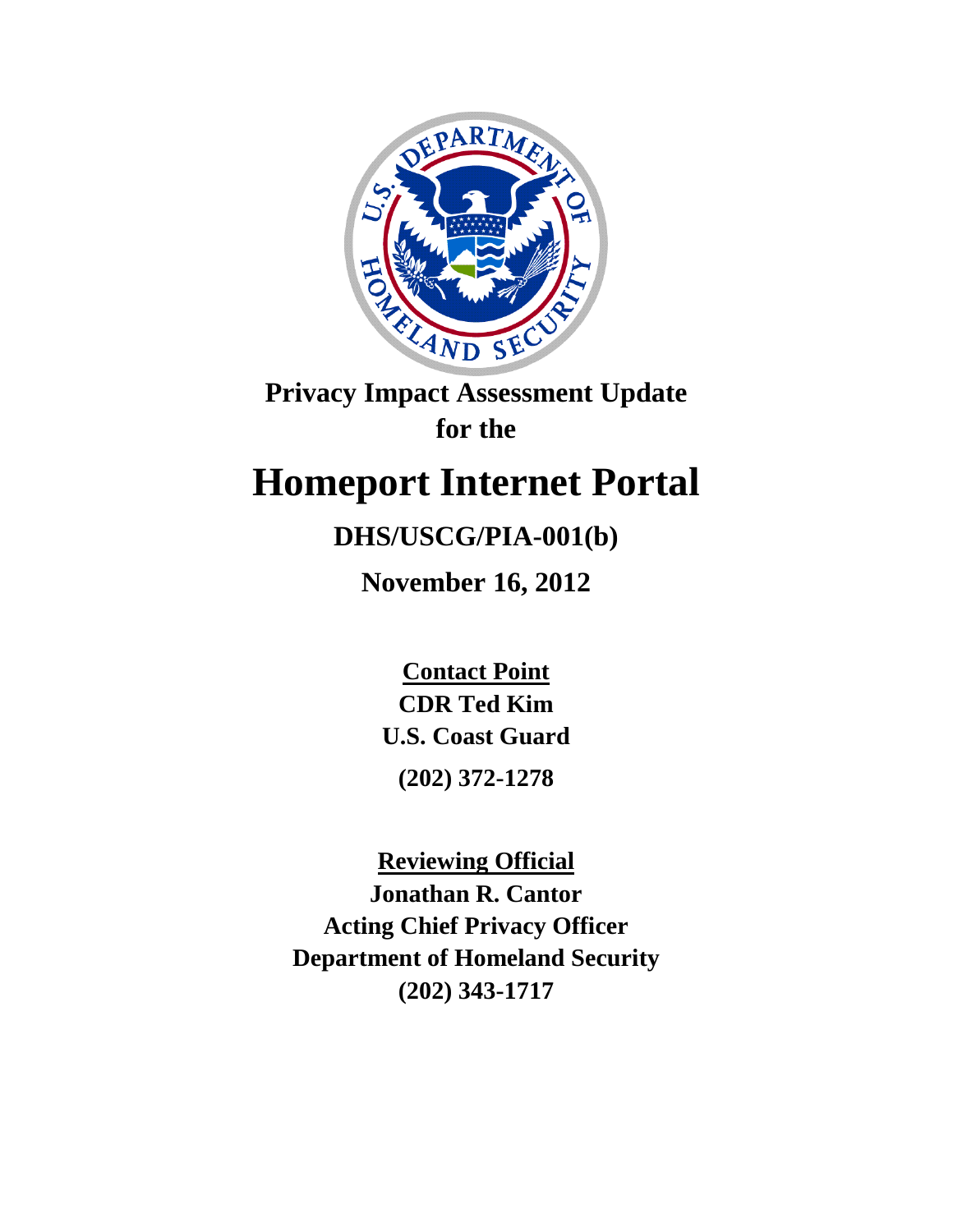# Privacy Impact Assessment Update for the

# Homeport Internet Portal

## DHS/USCG/PIA-001(b)

## November 16, 2012

**Contact Point**
**CDR Ted Kim**
**U.S. Coast Guard**
**(202) 372-1278**

**Reviewing Official**
**Jonathan R. Cantor**
**Acting Chief Privacy Officer**
**Department of Homeland Security**
**(202) 343-1717**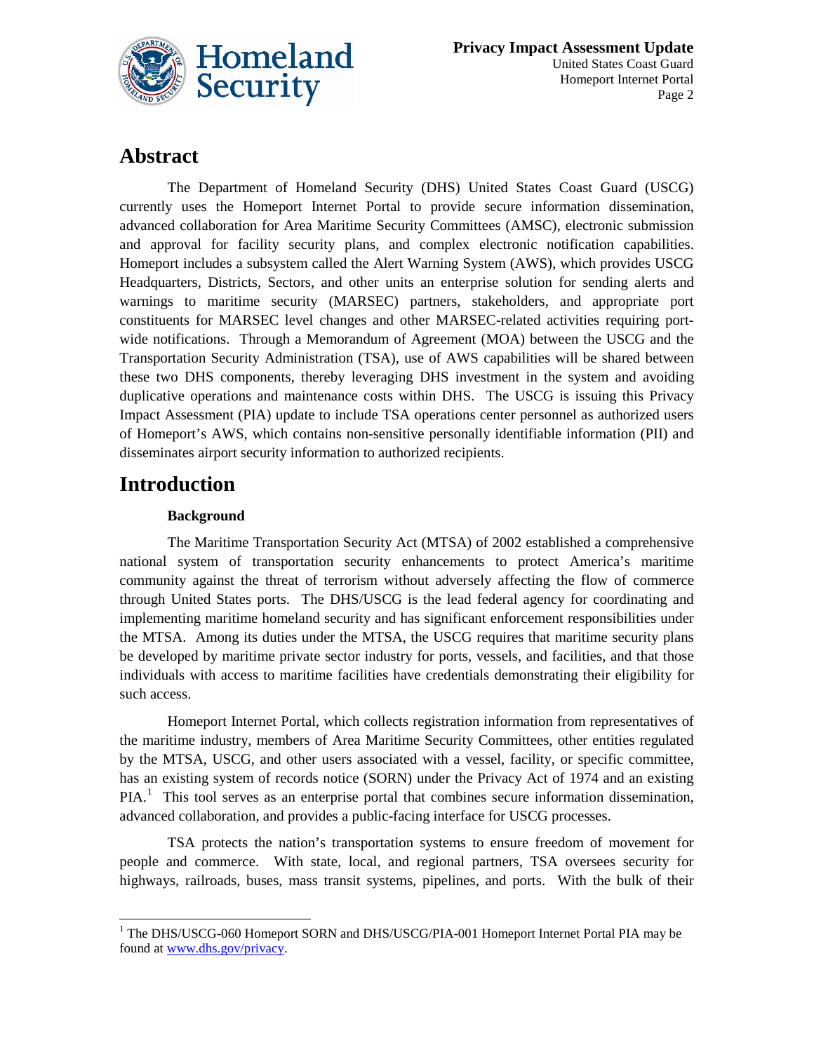# Abstract

The Department of Homeland Security (DHS) United States Coast Guard (USCG) currently uses the Homeport Internet Portal to provide secure information dissemination, advanced collaboration for Area Maritime Security Committees (AMSC), electronic submission and approval for facility security plans, and complex electronic notification capabilities. Homeport includes a subsystem called the Alert Warning System (AWS), which provides USCG Headquarters, Districts, Sectors, and other units an enterprise solution for sending alerts and warnings to maritime security (MARSEC) partners, stakeholders, and appropriate port constituents for MARSEC level changes and other MARSEC-related activities requiring port-wide notifications. Through a Memorandum of Agreement (MOA) between the USCG and the Transportation Security Administration (TSA), use of AWS capabilities will be shared between these two DHS components, thereby leveraging DHS investment in the system and avoiding duplicative operations and maintenance costs within DHS. The USCG is issuing this Privacy Impact Assessment (PIA) update to include TSA operations center personnel as authorized users of Homeport's AWS, which contains non-sensitive personally identifiable information (PII) and disseminates airport security information to authorized recipients.

# Introduction

### Background

The Maritime Transportation Security Act (MTSA) of 2002 established a comprehensive national system of transportation security enhancements to protect America's maritime community against the threat of terrorism without adversely affecting the flow of commerce through United States ports. The DHS/USCG is the lead federal agency for coordinating and implementing maritime homeland security and has significant enforcement responsibilities under the MTSA. Among its duties under the MTSA, the USCG requires that maritime security plans be developed by maritime private sector industry for ports, vessels, and facilities, and that those individuals with access to maritime facilities have credentials demonstrating their eligibility for such access.

Homeport Internet Portal, which collects registration information from representatives of the maritime industry, members of Area Maritime Security Committees, other entities regulated by the MTSA, USCG, and other users associated with a vessel, facility, or specific committee, has an existing system of records notice (SORN) under the Privacy Act of 1974 and an existing PIA.[1] This tool serves as an enterprise portal that combines secure information dissemination, advanced collaboration, and provides a public-facing interface for USCG processes.

TSA protects the nation's transportation systems to ensure freedom of movement for people and commerce. With state, local, and regional partners, TSA oversees security for highways, railroads, buses, mass transit systems, pipelines, and ports. With the bulk of their

[1] The DHS/USCG-060 Homeport SORN and DHS/USCG/PIA-001 Homeport Internet Portal PIA may be found at www.dhs.gov/privacy.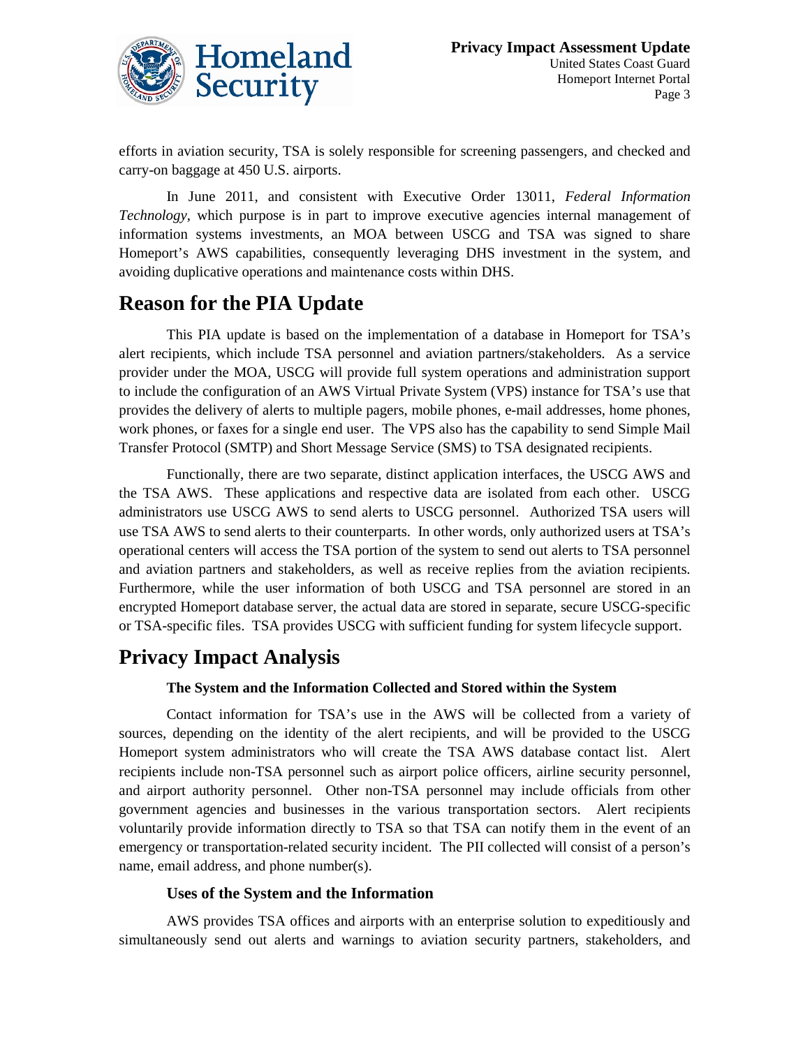efforts in aviation security, TSA is solely responsible for screening passengers, and checked and carry-on baggage at 450 U.S. airports.

In June 2011, and consistent with Executive Order 13011, *Federal Information Technology*, which purpose is in part to improve executive agencies internal management of information systems investments, an MOA between USCG and TSA was signed to share Homeport's AWS capabilities, consequently leveraging DHS investment in the system, and avoiding duplicative operations and maintenance costs within DHS.

# Reason for the PIA Update

This PIA update is based on the implementation of a database in Homeport for TSA's alert recipients, which include TSA personnel and aviation partners/stakeholders. As a service provider under the MOA, USCG will provide full system operations and administration support to include the configuration of an AWS Virtual Private System (VPS) instance for TSA's use that provides the delivery of alerts to multiple pagers, mobile phones, e-mail addresses, home phones, work phones, or faxes for a single end user. The VPS also has the capability to send Simple Mail Transfer Protocol (SMTP) and Short Message Service (SMS) to TSA designated recipients.

Functionally, there are two separate, distinct application interfaces, the USCG AWS and the TSA AWS. These applications and respective data are isolated from each other. USCG administrators use USCG AWS to send alerts to USCG personnel. Authorized TSA users will use TSA AWS to send alerts to their counterparts. In other words, only authorized users at TSA's operational centers will access the TSA portion of the system to send out alerts to TSA personnel and aviation partners and stakeholders, as well as receive replies from the aviation recipients. Furthermore, while the user information of both USCG and TSA personnel are stored in an encrypted Homeport database server, the actual data are stored in separate, secure USCG-specific or TSA-specific files. TSA provides USCG with sufficient funding for system lifecycle support.

# Privacy Impact Analysis

### The System and the Information Collected and Stored within the System

Contact information for TSA's use in the AWS will be collected from a variety of sources, depending on the identity of the alert recipients, and will be provided to the USCG Homeport system administrators who will create the TSA AWS database contact list. Alert recipients include non-TSA personnel such as airport police officers, airline security personnel, and airport authority personnel. Other non-TSA personnel may include officials from other government agencies and businesses in the various transportation sectors. Alert recipients voluntarily provide information directly to TSA so that TSA can notify them in the event of an emergency or transportation-related security incident. The PII collected will consist of a person's name, email address, and phone number(s).

### Uses of the System and the Information

AWS provides TSA offices and airports with an enterprise solution to expeditiously and simultaneously send out alerts and warnings to aviation security partners, stakeholders, and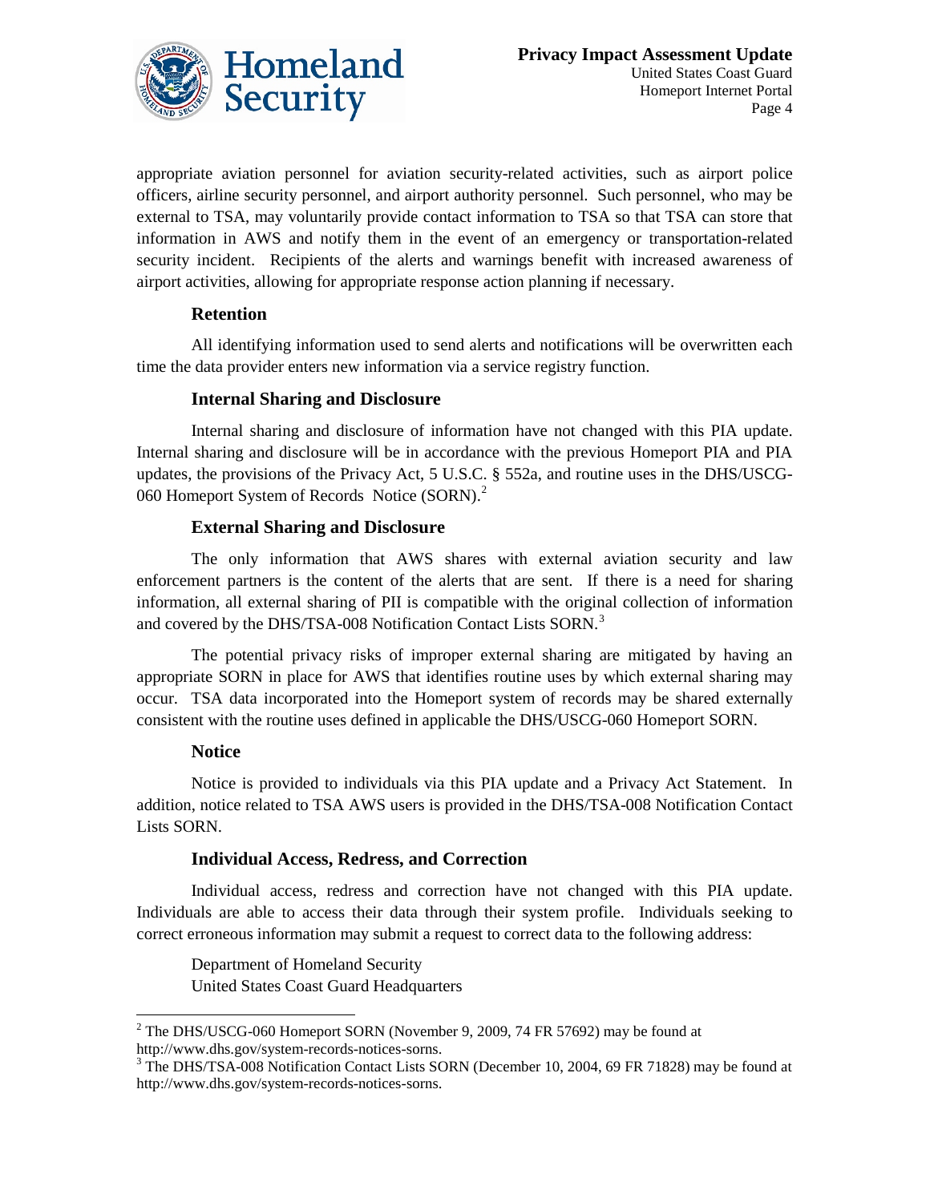appropriate aviation personnel for aviation security-related activities, such as airport police officers, airline security personnel, and airport authority personnel. Such personnel, who may be external to TSA, may voluntarily provide contact information to TSA so that TSA can store that information in AWS and notify them in the event of an emergency or transportation-related security incident. Recipients of the alerts and warnings benefit with increased awareness of airport activities, allowing for appropriate response action planning if necessary.

### Retention

All identifying information used to send alerts and notifications will be overwritten each time the data provider enters new information via a service registry function.

### Internal Sharing and Disclosure

Internal sharing and disclosure of information have not changed with this PIA update. Internal sharing and disclosure will be in accordance with the previous Homeport PIA and PIA updates, the provisions of the Privacy Act, 5 U.S.C. § 552a, and routine uses in the DHS/USCG-060 Homeport System of Records Notice (SORN).[2]

### External Sharing and Disclosure

The only information that AWS shares with external aviation security and law enforcement partners is the content of the alerts that are sent. If there is a need for sharing information, all external sharing of PII is compatible with the original collection of information and covered by the DHS/TSA-008 Notification Contact Lists SORN.[3]

The potential privacy risks of improper external sharing are mitigated by having an appropriate SORN in place for AWS that identifies routine uses by which external sharing may occur. TSA data incorporated into the Homeport system of records may be shared externally consistent with the routine uses defined in applicable the DHS/USCG-060 Homeport SORN.

### Notice

Notice is provided to individuals via this PIA update and a Privacy Act Statement. In addition, notice related to TSA AWS users is provided in the DHS/TSA-008 Notification Contact Lists SORN.

### Individual Access, Redress, and Correction

Individual access, redress and correction have not changed with this PIA update. Individuals are able to access their data through their system profile. Individuals seeking to correct erroneous information may submit a request to correct data to the following address:

Department of Homeland Security
United States Coast Guard Headquarters

---

[2] The DHS/USCG-060 Homeport SORN (November 9, 2009, 74 FR 57692) may be found at http://www.dhs.gov/system-records-notices-sorns.

[3] The DHS/TSA-008 Notification Contact Lists SORN (December 10, 2004, 69 FR 71828) may be found at http://www.dhs.gov/system-records-notices-sorns.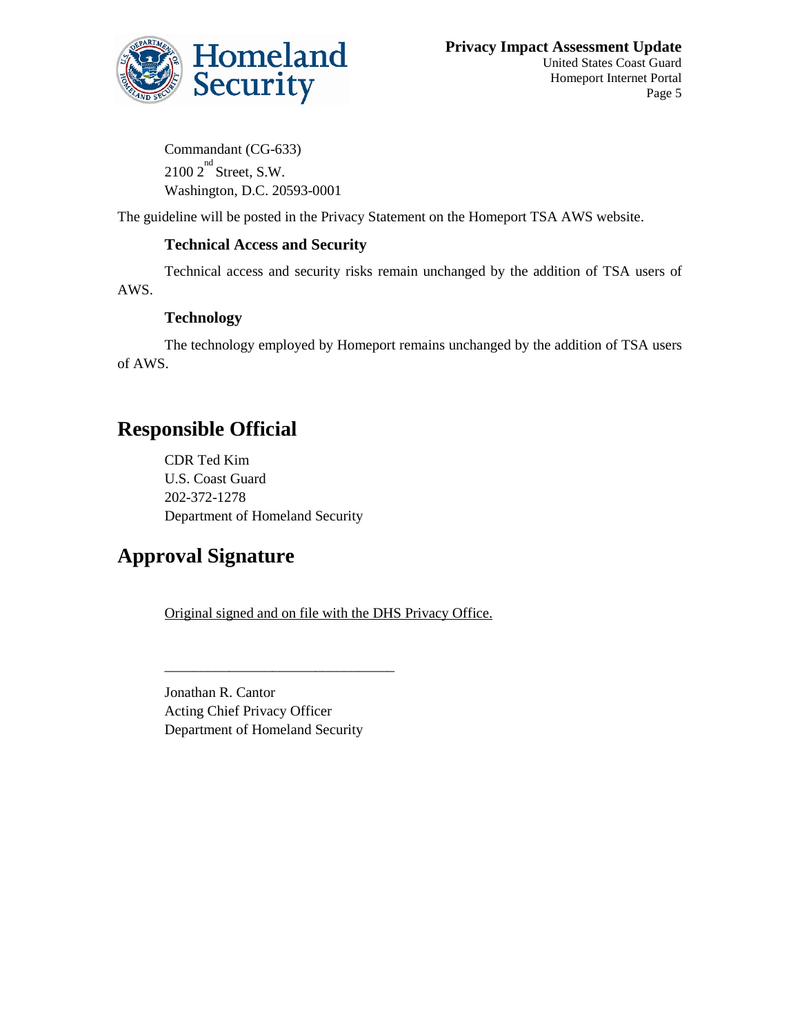Commandant (CG-633)
2100 2nd Street, S.W.
Washington, D.C. 20593-0001

The guideline will be posted in the Privacy Statement on the Homeport TSA AWS website.

### Technical Access and Security

Technical access and security risks remain unchanged by the addition of TSA users of AWS.

### Technology

The technology employed by Homeport remains unchanged by the addition of TSA users of AWS.

## Responsible Official

CDR Ted Kim
U.S. Coast Guard
202-372-1278
Department of Homeland Security

## Approval Signature

Original signed and on file with the DHS Privacy Office.

________________________________

Jonathan R. Cantor
Acting Chief Privacy Officer
Department of Homeland Security